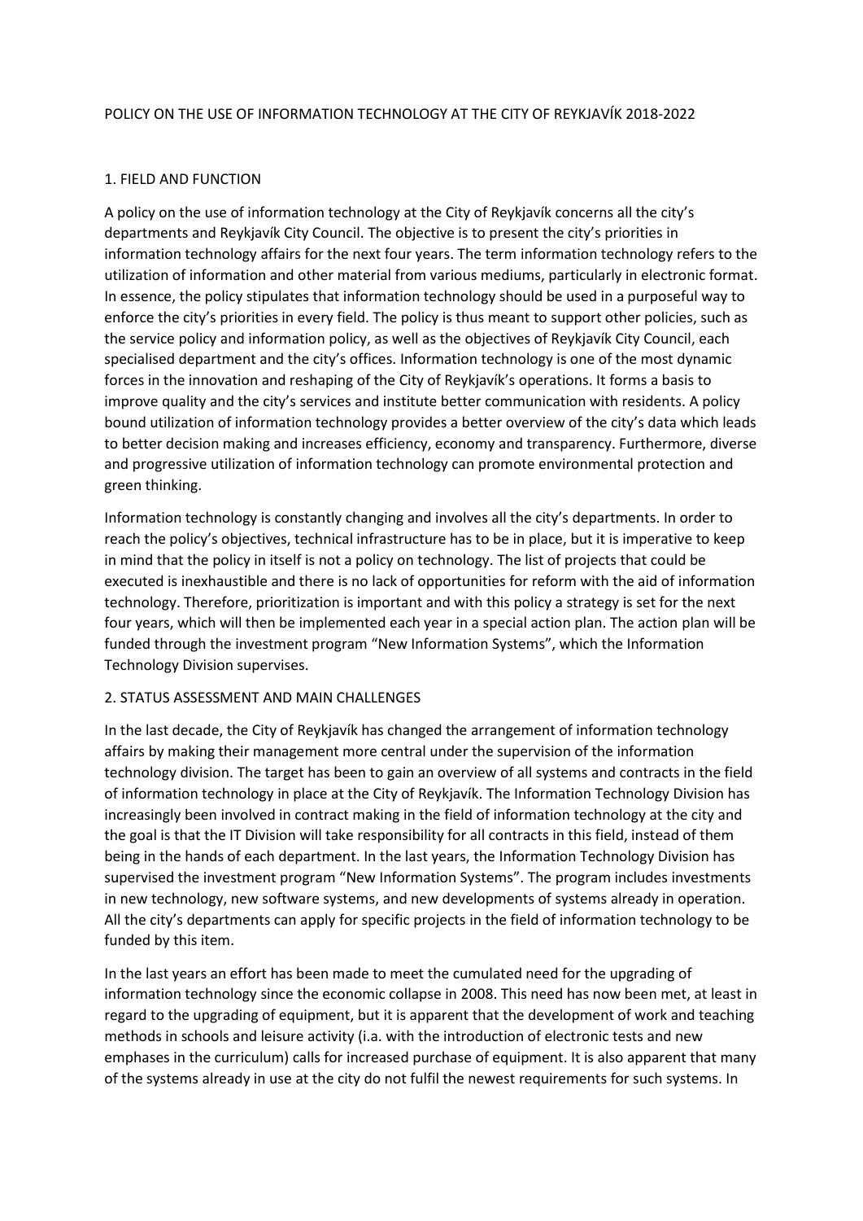# POLICY ON THE USE OF INFORMATION TECHNOLOGY AT THE CITY OF REYKJAVÍK 2018-2022

## 1. FIELD AND FUNCTION

A policy on the use of information technology at the City of Reykjavík concerns all the city's departments and Reykjavík City Council. The objective is to present the city's priorities in information technology affairs for the next four years. The term information technology refers to the utilization of information and other material from various mediums, particularly in electronic format. In essence, the policy stipulates that information technology should be used in a purposeful way to enforce the city's priorities in every field. The policy is thus meant to support other policies, such as the service policy and information policy, as well as the objectives of Reykjavík City Council, each specialised department and the city's offices. Information technology is one of the most dynamic forces in the innovation and reshaping of the City of Reykjavík's operations. It forms a basis to improve quality and the city's services and institute better communication with residents. A policy bound utilization of information technology provides a better overview of the city's data which leads to better decision making and increases efficiency, economy and transparency. Furthermore, diverse and progressive utilization of information technology can promote environmental protection and green thinking.

Information technology is constantly changing and involves all the city's departments. In order to reach the policy's objectives, technical infrastructure has to be in place, but it is imperative to keep in mind that the policy in itself is not a policy on technology. The list of projects that could be executed is inexhaustible and there is no lack of opportunities for reform with the aid of information technology. Therefore, prioritization is important and with this policy a strategy is set for the next four years, which will then be implemented each year in a special action plan. The action plan will be funded through the investment program "New Information Systems", which the Information Technology Division supervises.

## 2. STATUS ASSESSMENT AND MAIN CHALLENGES

In the last decade, the City of Reykjavík has changed the arrangement of information technology affairs by making their management more central under the supervision of the information technology division. The target has been to gain an overview of all systems and contracts in the field of information technology in place at the City of Reykjavík. The Information Technology Division has increasingly been involved in contract making in the field of information technology at the city and the goal is that the IT Division will take responsibility for all contracts in this field, instead of them being in the hands of each department. In the last years, the Information Technology Division has supervised the investment program "New Information Systems". The program includes investments in new technology, new software systems, and new developments of systems already in operation. All the city's departments can apply for specific projects in the field of information technology to be funded by this item.

In the last years an effort has been made to meet the cumulated need for the upgrading of information technology since the economic collapse in 2008. This need has now been met, at least in regard to the upgrading of equipment, but it is apparent that the development of work and teaching methods in schools and leisure activity (i.a. with the introduction of electronic tests and new emphases in the curriculum) calls for increased purchase of equipment. It is also apparent that many of the systems already in use at the city do not fulfil the newest requirements for such systems. In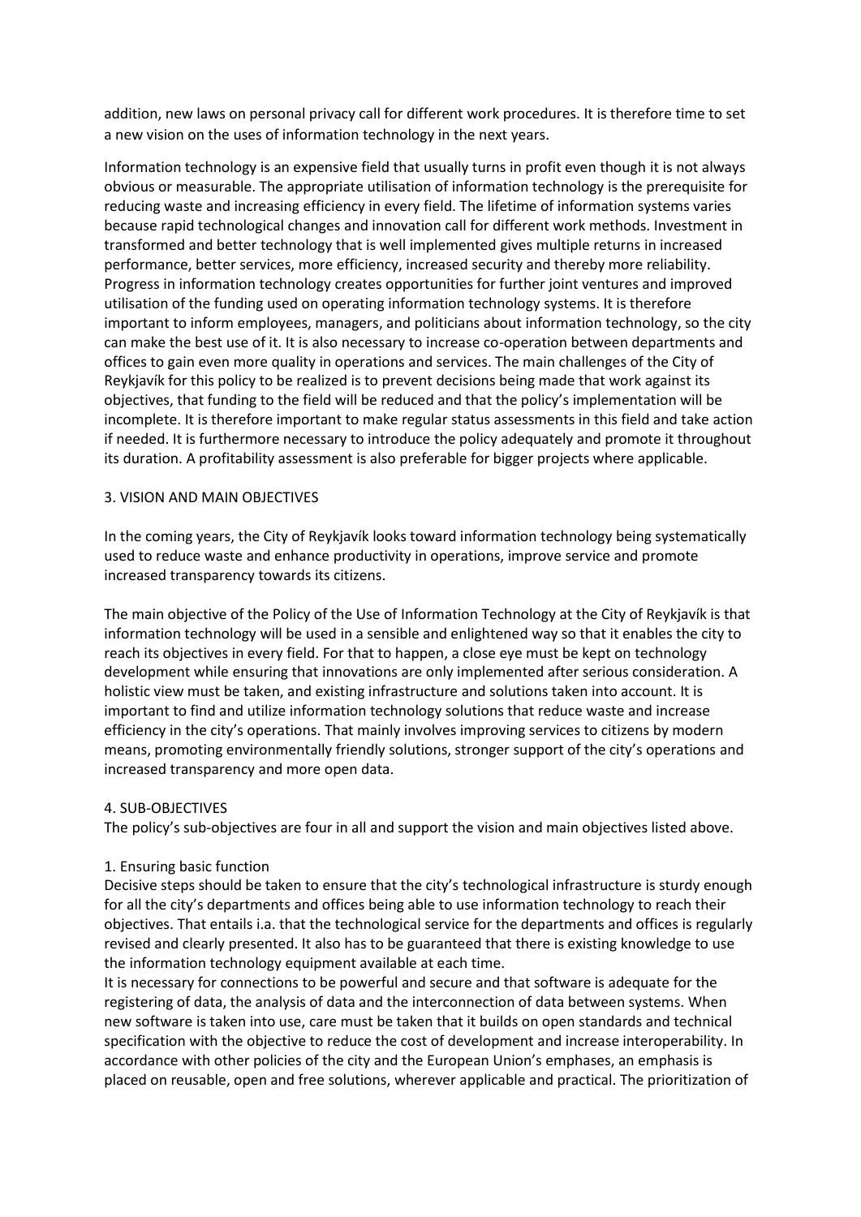addition, new laws on personal privacy call for different work procedures. It is therefore time to set a new vision on the uses of information technology in the next years.

Information technology is an expensive field that usually turns in profit even though it is not always obvious or measurable. The appropriate utilisation of information technology is the prerequisite for reducing waste and increasing efficiency in every field. The lifetime of information systems varies because rapid technological changes and innovation call for different work methods. Investment in transformed and better technology that is well implemented gives multiple returns in increased performance, better services, more efficiency, increased security and thereby more reliability. Progress in information technology creates opportunities for further joint ventures and improved utilisation of the funding used on operating information technology systems. It is therefore important to inform employees, managers, and politicians about information technology, so the city can make the best use of it. It is also necessary to increase co-operation between departments and offices to gain even more quality in operations and services. The main challenges of the City of Reykjavík for this policy to be realized is to prevent decisions being made that work against its objectives, that funding to the field will be reduced and that the policy's implementation will be incomplete. It is therefore important to make regular status assessments in this field and take action if needed. It is furthermore necessary to introduce the policy adequately and promote it throughout its duration. A profitability assessment is also preferable for bigger projects where applicable.

## 3. VISION AND MAIN OBJECTIVES

In the coming years, the City of Reykjavík looks toward information technology being systematically used to reduce waste and enhance productivity in operations, improve service and promote increased transparency towards its citizens.

The main objective of the Policy of the Use of Information Technology at the City of Reykjavík is that information technology will be used in a sensible and enlightened way so that it enables the city to reach its objectives in every field. For that to happen, a close eye must be kept on technology development while ensuring that innovations are only implemented after serious consideration. A holistic view must be taken, and existing infrastructure and solutions taken into account. It is important to find and utilize information technology solutions that reduce waste and increase efficiency in the city's operations. That mainly involves improving services to citizens by modern means, promoting environmentally friendly solutions, stronger support of the city's operations and increased transparency and more open data.

## 4. SUB-OBJECTIVES

The policy's sub-objectives are four in all and support the vision and main objectives listed above.

### 1. Ensuring basic function

Decisive steps should be taken to ensure that the city's technological infrastructure is sturdy enough for all the city's departments and offices being able to use information technology to reach their objectives. That entails i.a. that the technological service for the departments and offices is regularly revised and clearly presented. It also has to be guaranteed that there is existing knowledge to use the information technology equipment available at each time.

It is necessary for connections to be powerful and secure and that software is adequate for the registering of data, the analysis of data and the interconnection of data between systems. When new software is taken into use, care must be taken that it builds on open standards and technical specification with the objective to reduce the cost of development and increase interoperability. In accordance with other policies of the city and the European Union's emphases, an emphasis is placed on reusable, open and free solutions, wherever applicable and practical. The prioritization of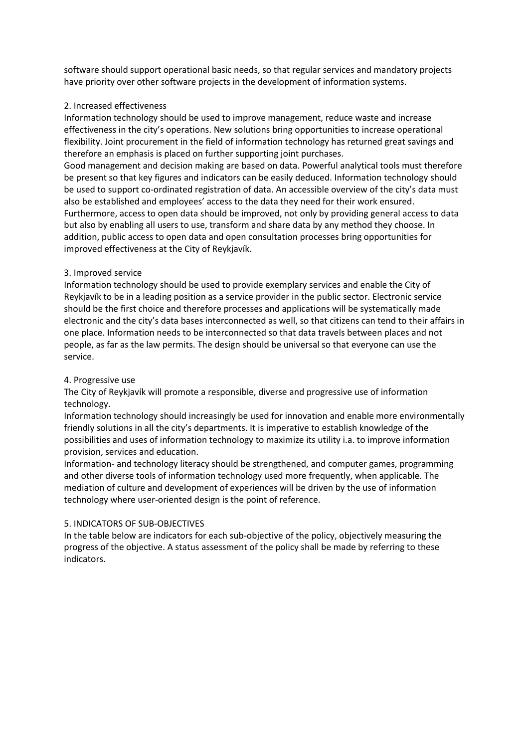software should support operational basic needs, so that regular services and mandatory projects have priority over other software projects in the development of information systems.

## 2. Increased effectiveness

Information technology should be used to improve management, reduce waste and increase effectiveness in the city's operations. New solutions bring opportunities to increase operational flexibility. Joint procurement in the field of information technology has returned great savings and therefore an emphasis is placed on further supporting joint purchases.

Good management and decision making are based on data. Powerful analytical tools must therefore be present so that key figures and indicators can be easily deduced. Information technology should be used to support co-ordinated registration of data. An accessible overview of the city's data must also be established and employees' access to the data they need for their work ensured. Furthermore, access to open data should be improved, not only by providing general access to data but also by enabling all users to use, transform and share data by any method they choose. In addition, public access to open data and open consultation processes bring opportunities for improved effectiveness at the City of Reykjavík.

## 3. Improved service

Information technology should be used to provide exemplary services and enable the City of Reykjavík to be in a leading position as a service provider in the public sector. Electronic service should be the first choice and therefore processes and applications will be systematically made electronic and the city's data bases interconnected as well, so that citizens can tend to their affairs in one place. Information needs to be interconnected so that data travels between places and not people, as far as the law permits. The design should be universal so that everyone can use the service.

## 4. Progressive use

The City of Reykjavík will promote a responsible, diverse and progressive use of information technology.

Information technology should increasingly be used for innovation and enable more environmentally friendly solutions in all the city's departments. It is imperative to establish knowledge of the possibilities and uses of information technology to maximize its utility i.a. to improve information provision, services and education.

Information- and technology literacy should be strengthened, and computer games, programming and other diverse tools of information technology used more frequently, when applicable. The mediation of culture and development of experiences will be driven by the use of information technology where user-oriented design is the point of reference.

# 5. INDICATORS OF SUB-OBJECTIVES

In the table below are indicators for each sub-objective of the policy, objectively measuring the progress of the objective. A status assessment of the policy shall be made by referring to these indicators.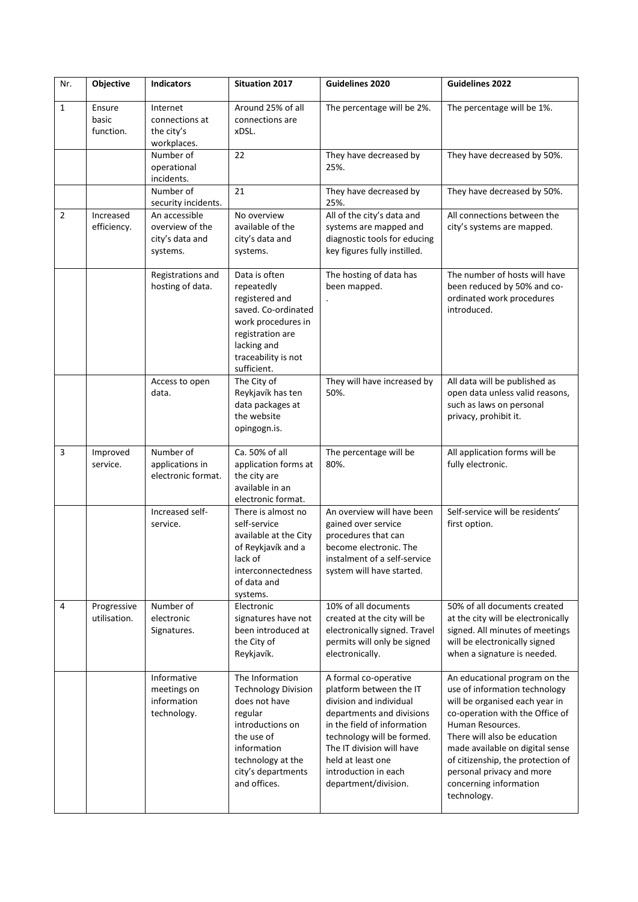| Nr. | Objective | Indicators | Situation 2017 | Guidelines 2020 | Guidelines 2022 |
|---|---|---|---|---|---|
| 1 | Ensure basic function. | Internet connections at the city's workplaces. | Around 25% of all connections are xDSL. | The percentage will be 2%. | The percentage will be 1%. |
| | | Number of operational incidents. | 22 | They have decreased by 25%. | They have decreased by 50%. |
| | | Number of security incidents. | 21 | They have decreased by 25%. | They have decreased by 50%. |
| 2 | Increased efficiency. | An accessible overview of the city's data and systems. | No overview available of the city's data and systems. | All of the city's data and systems are mapped and diagnostic tools for educing key figures fully instilled. | All connections between the city's systems are mapped. |
| | | Registrations and hosting of data. | Data is often repeatedly registered and saved. Co-ordinated work procedures in registration are lacking and traceability is not sufficient. | The hosting of data has been mapped. . | The number of hosts will have been reduced by 50% and co-ordinated work procedures introduced. |
| | | Access to open data. | The City of Reykjavík has ten data packages at the website opingogn.is. | They will have increased by 50%. | All data will be published as open data unless valid reasons, such as laws on personal privacy, prohibit it. |
| 3 | Improved service. | Number of applications in electronic format. | Ca. 50% of all application forms at the city are available in an electronic format. | The percentage will be 80%. | All application forms will be fully electronic. |
| | | Increased self-service. | There is almost no self-service available at the City of Reykjavík and a lack of interconnectedness of data and systems. | An overview will have been gained over service procedures that can become electronic. The instalment of a self-service system will have started. | Self-service will be residents' first option. |
| 4 | Progressive utilisation. | Number of electronic Signatures. | Electronic signatures have not been introduced at the City of Reykjavík. | 10% of all documents created at the city will be electronically signed. Travel permits will only be signed electronically. | 50% of all documents created at the city will be electronically signed. All minutes of meetings will be electronically signed when a signature is needed. |
| | | Informative meetings on information technology. | The Information Technology Division does not have regular introductions on the use of information technology at the city's departments and offices. | A formal co-operative platform between the IT division and individual departments and divisions in the field of information technology will be formed. The IT division will have held at least one introduction in each department/division. | An educational program on the use of information technology will be organised each year in co-operation with the Office of Human Resources. There will also be education made available on digital sense of citizenship, the protection of personal privacy and more concerning information technology. |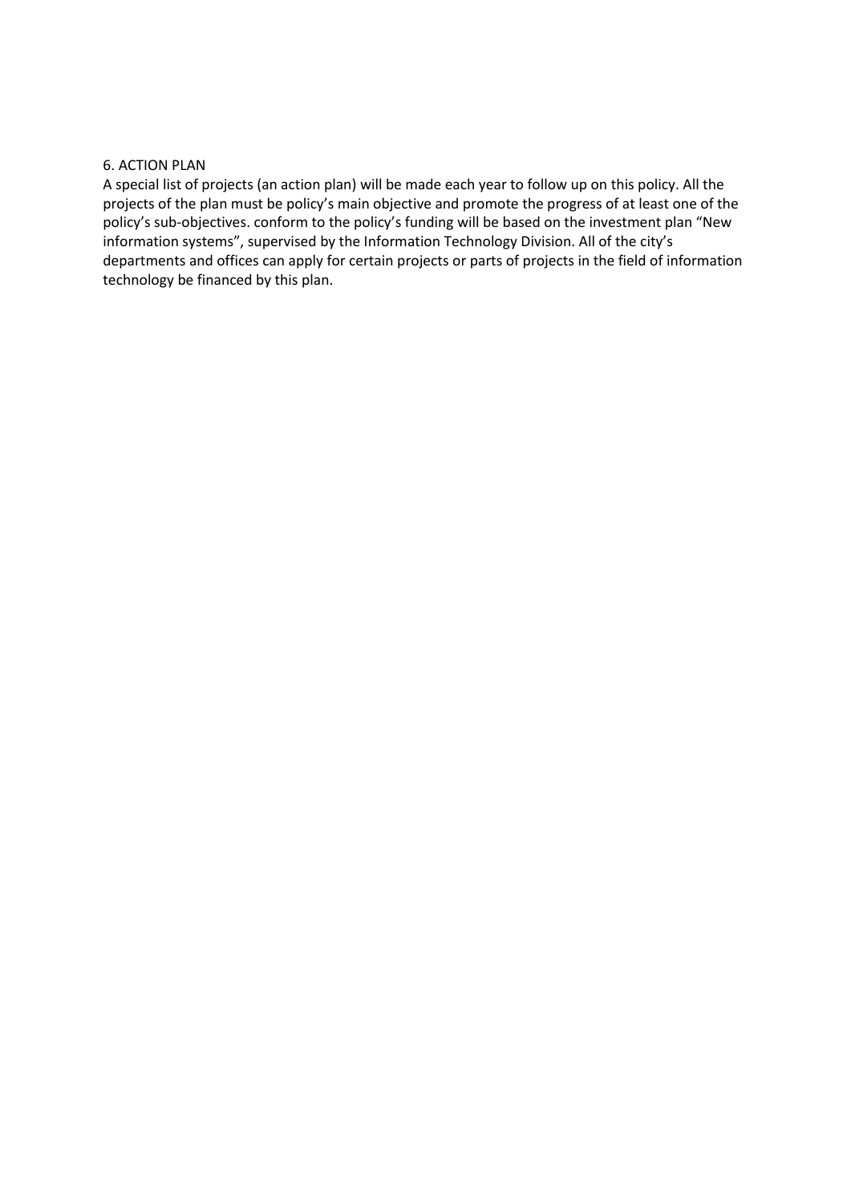6. ACTION PLAN

A special list of projects (an action plan) will be made each year to follow up on this policy. All the projects of the plan must be policy's main objective and promote the progress of at least one of the policy's sub-objectives. conform to the policy's funding will be based on the investment plan "New information systems", supervised by the Information Technology Division. All of the city's departments and offices can apply for certain projects or parts of projects in the field of information technology be financed by this plan.